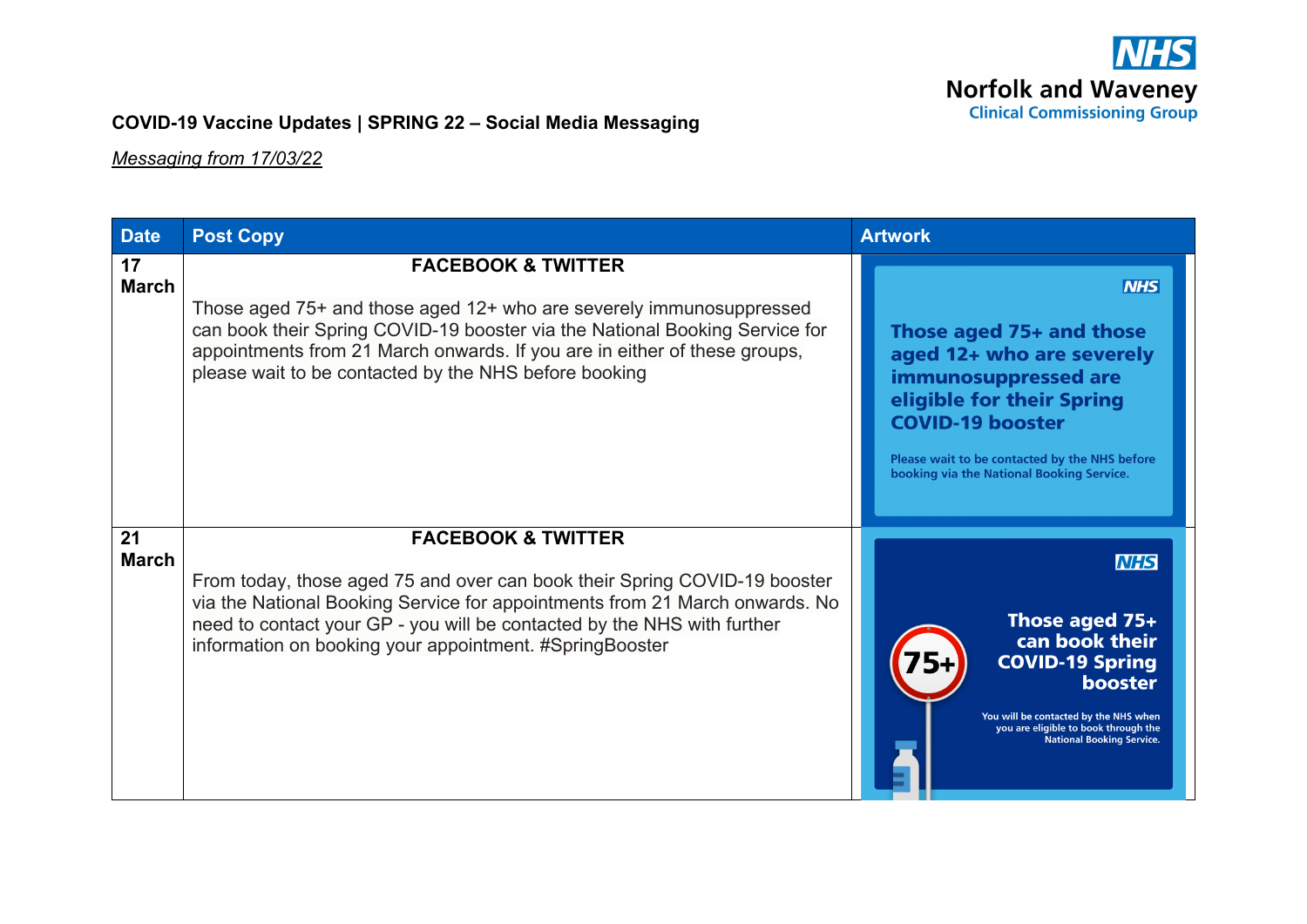NHS
Norfolk and Waveney
Clinical Commissioning Group

**COVID-19 Vaccine Updates | SPRING 22 – Social Media Messaging**

*Messaging from 17/03/22*

| Date | Post Copy | Artwork |
|---|---|---|
| **17 March** | **FACEBOOK & TWITTER**<br><br>Those aged 75+ and those aged 12+ who are severely immunosuppressed can book their Spring COVID-19 booster via the National Booking Service for appointments from 21 March onwards. If you are in either of these groups, please wait to be contacted by the NHS before booking | NHS<br>**Those aged 75+ and those aged 12+ who are severely immunosuppressed are eligible for their Spring COVID-19 booster**<br>Please wait to be contacted by the NHS before booking via the National Booking Service. |
| **21 March** | **FACEBOOK & TWITTER**<br><br>From today, those aged 75 and over can book their Spring COVID-19 booster via the National Booking Service for appointments from 21 March onwards. No need to contact your GP - you will be contacted by the NHS with further information on booking your appointment. #SpringBooster | NHS<br>75+<br>**Those aged 75+ can book their COVID-19 Spring booster**<br>You will be contacted by the NHS when you are eligible to book through the National Booking Service. |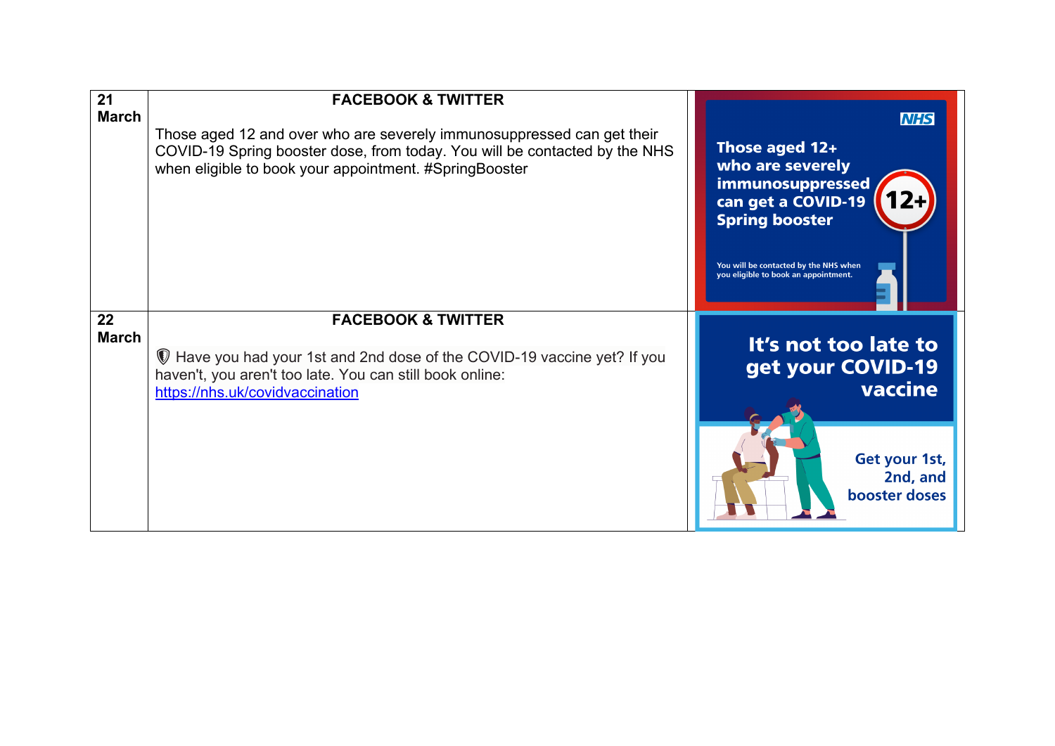| 21 March | **FACEBOOK & TWITTER**<br><br>Those aged 12 and over who are severely immunosuppressed can get their COVID-19 Spring booster dose, from today. You will be contacted by the NHS when eligible to book your appointment. #SpringBooster | NHS<br>Those aged 12+ who are severely immunosuppressed can get a COVID-19 Spring booster<br>12+<br>You will be contacted by the NHS when you eligible to book an appointment. |
|---|---|---|
| 22 March | **FACEBOOK & TWITTER**<br><br>🛡 Have you had your 1st and 2nd dose of the COVID-19 vaccine yet? If you haven't, you aren't too late. You can still book online: https://nhs.uk/covidvaccination | It's not too late to get your COVID-19 vaccine<br>Get your 1st, 2nd, and booster doses |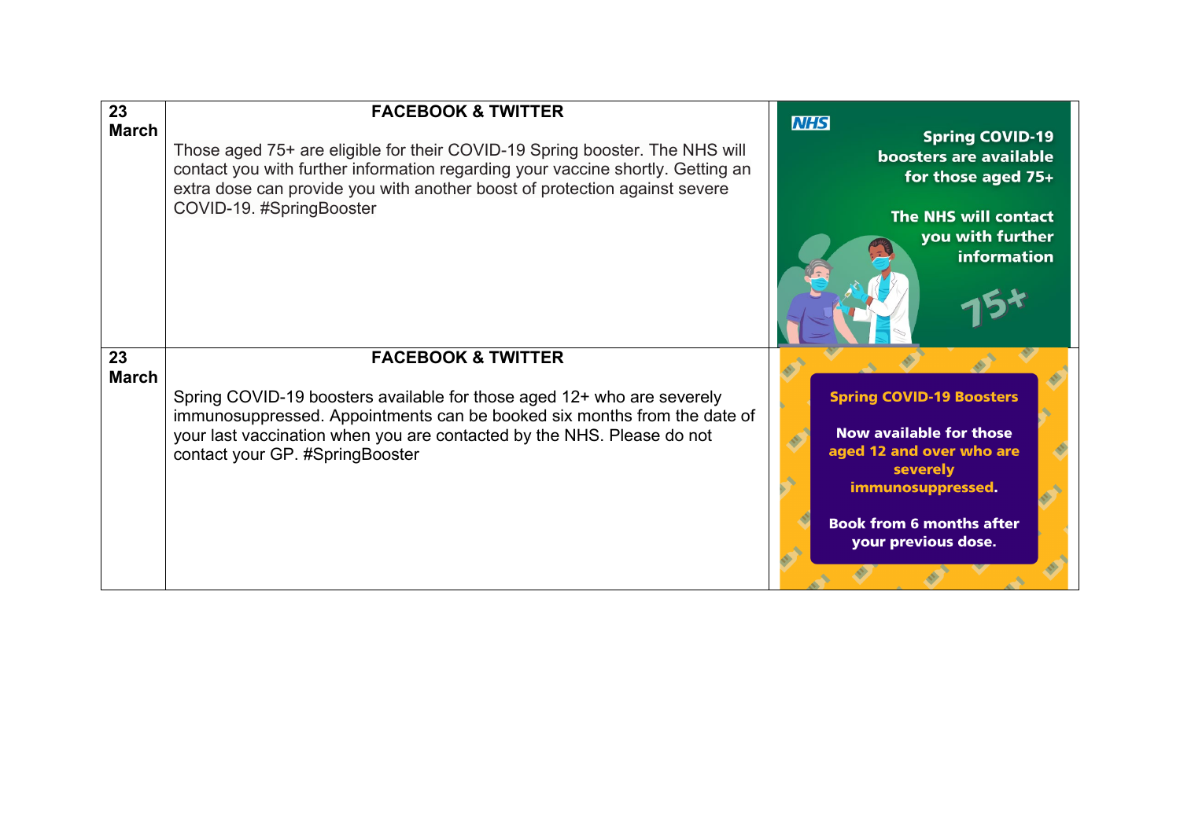| | | |
|---|---|---|
| **23 March** | **FACEBOOK & TWITTER**<br><br>Those aged 75+ are eligible for their COVID-19 Spring booster. The NHS will contact you with further information regarding your vaccine shortly. Getting an extra dose can provide you with another boost of protection against severe COVID-19. #SpringBooster | NHS<br>Spring COVID-19 boosters are available for those aged 75+<br>The NHS will contact you with further information<br>75+ |
| **23 March** | **FACEBOOK & TWITTER**<br><br>Spring COVID-19 boosters available for those aged 12+ who are severely immunosuppressed. Appointments can be booked six months from the date of your last vaccination when you are contacted by the NHS. Please do not contact your GP. #SpringBooster | Spring COVID-19 Boosters<br>Now available for those aged 12 and over who are severely immunosuppressed.<br>Book from 6 months after your previous dose. |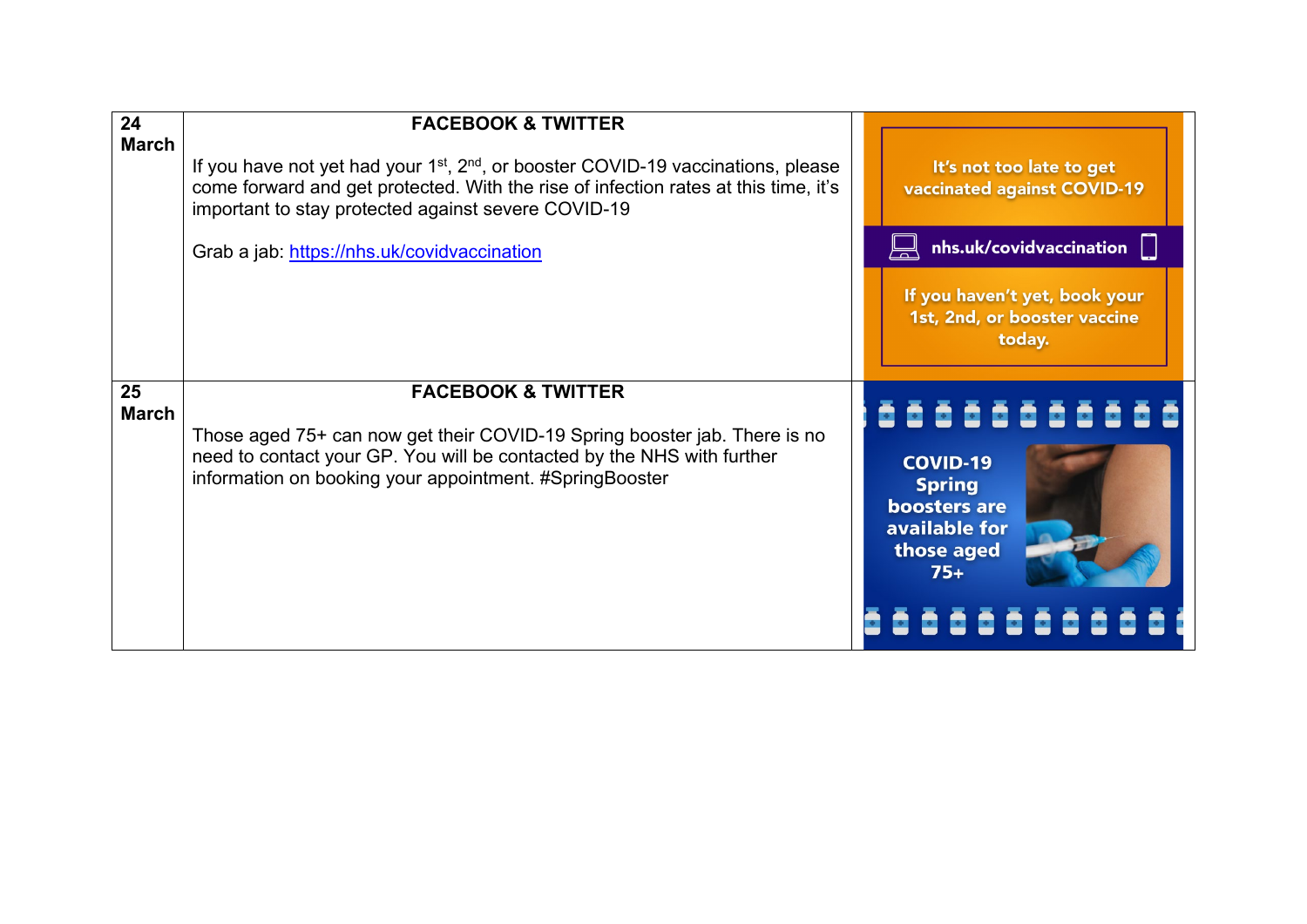| | | |
|---|---|---|
| **24 March** | **FACEBOOK & TWITTER**<br><br>If you have not yet had your 1st, 2nd, or booster COVID-19 vaccinations, please come forward and get protected. With the rise of infection rates at this time, it's important to stay protected against severe COVID-19<br><br>Grab a jab: [https://nhs.uk/covidvaccination](https://nhs.uk/covidvaccination) | It's not too late to get vaccinated against COVID-19<br><br>nhs.uk/covidvaccination<br><br>If you haven't yet, book your 1st, 2nd, or booster vaccine today. |
| **25 March** | **FACEBOOK & TWITTER**<br><br>Those aged 75+ can now get their COVID-19 Spring booster jab. There is no need to contact your GP. You will be contacted by the NHS with further information on booking your appointment. #SpringBooster | COVID-19 Spring boosters are available for those aged 75+ |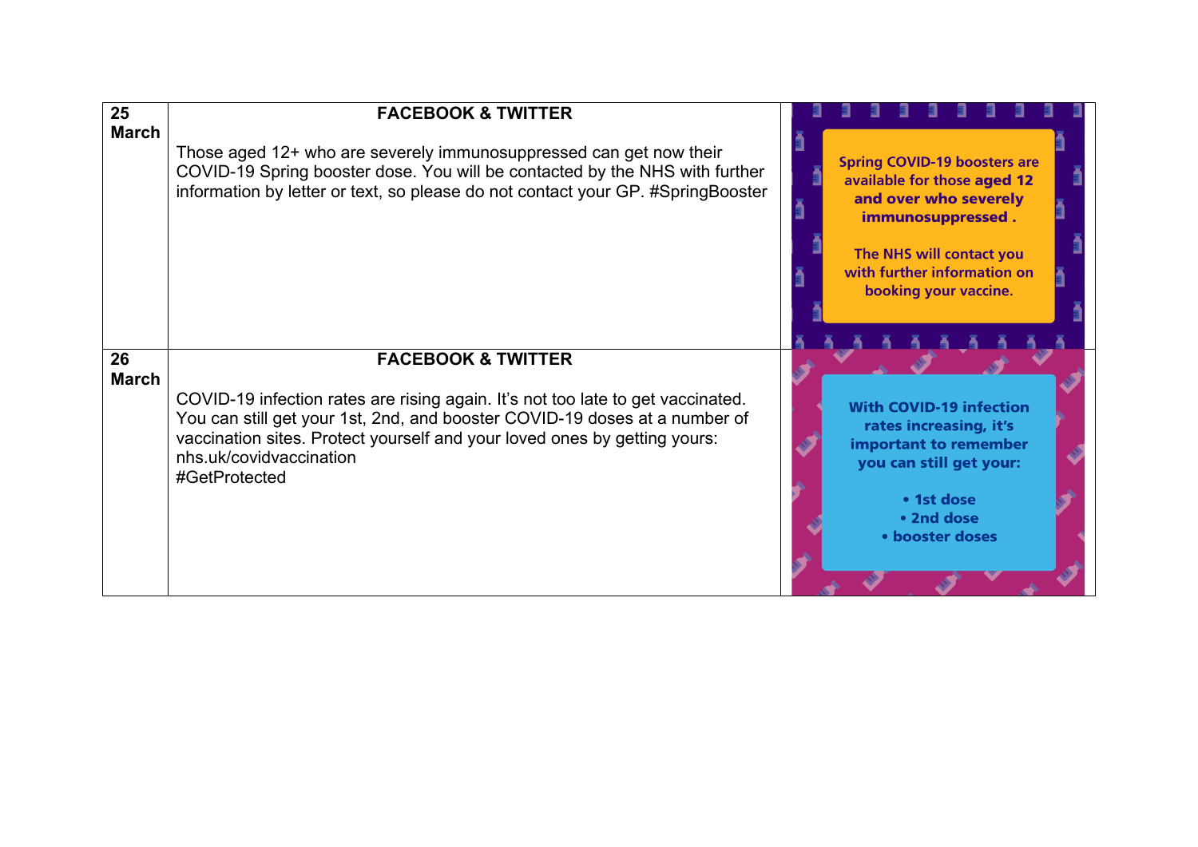| | | |
|---|---|---|
| **25 March** | **FACEBOOK & TWITTER**<br><br>Those aged 12+ who are severely immunosuppressed can get now their COVID-19 Spring booster dose. You will be contacted by the NHS with further information by letter or text, so please do not contact your GP. #SpringBooster | Spring COVID-19 boosters are available for those **aged 12 and over who severely immunosuppressed .**<br><br>The NHS will contact you with further information on booking your vaccine. |
| **26 March** | **FACEBOOK & TWITTER**<br><br>COVID-19 infection rates are rising again. It's not too late to get vaccinated. You can still get your 1st, 2nd, and booster COVID-19 doses at a number of vaccination sites. Protect yourself and your loved ones by getting yours: nhs.uk/covidvaccination<br>#GetProtected | **With COVID-19 infection rates increasing, it's important to remember you can still get your:**<br><br>**• 1st dose**<br>**• 2nd dose**<br>**• booster doses** |